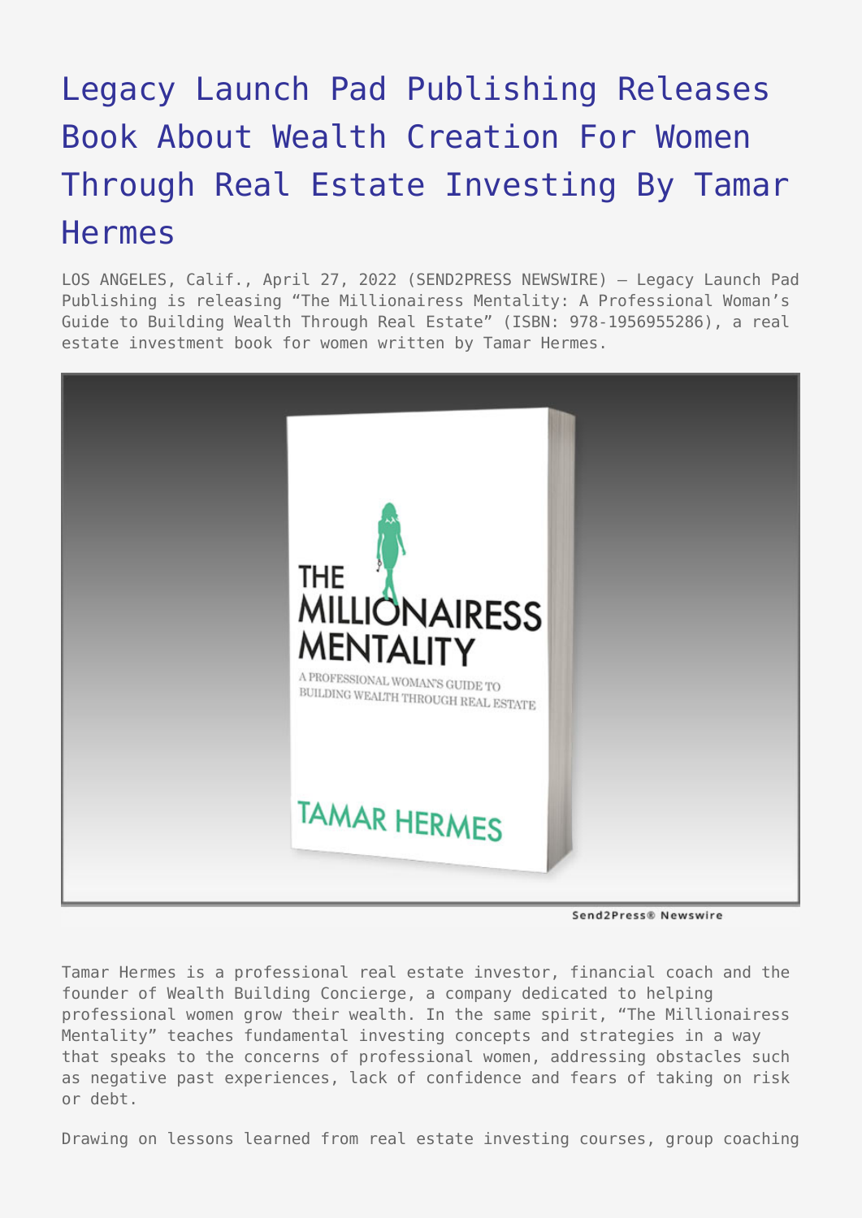# Legacy Launch Pad Publishing Releases Book About Wealth Creation For Women Through Real Estate Investing By Tamar Hermes

LOS ANGELES, Calif., April 27, 2022 (SEND2PRESS NEWSWIRE) — Legacy Launch Pad Publishing is releasing "The Millionairess Mentality: A Professional Woman's Guide to Building Wealth Through Real Estate" (ISBN: 978-1956955286), a real estate investment book for women written by Tamar Hermes.

Tamar Hermes is a professional real estate investor, financial coach and the founder of Wealth Building Concierge, a company dedicated to helping professional women grow their wealth. In the same spirit, "The Millionairess Mentality" teaches fundamental investing concepts and strategies in a way that speaks to the concerns of professional women, addressing obstacles such as negative past experiences, lack of confidence and fears of taking on risk or debt.

Drawing on lessons learned from real estate investing courses, group coaching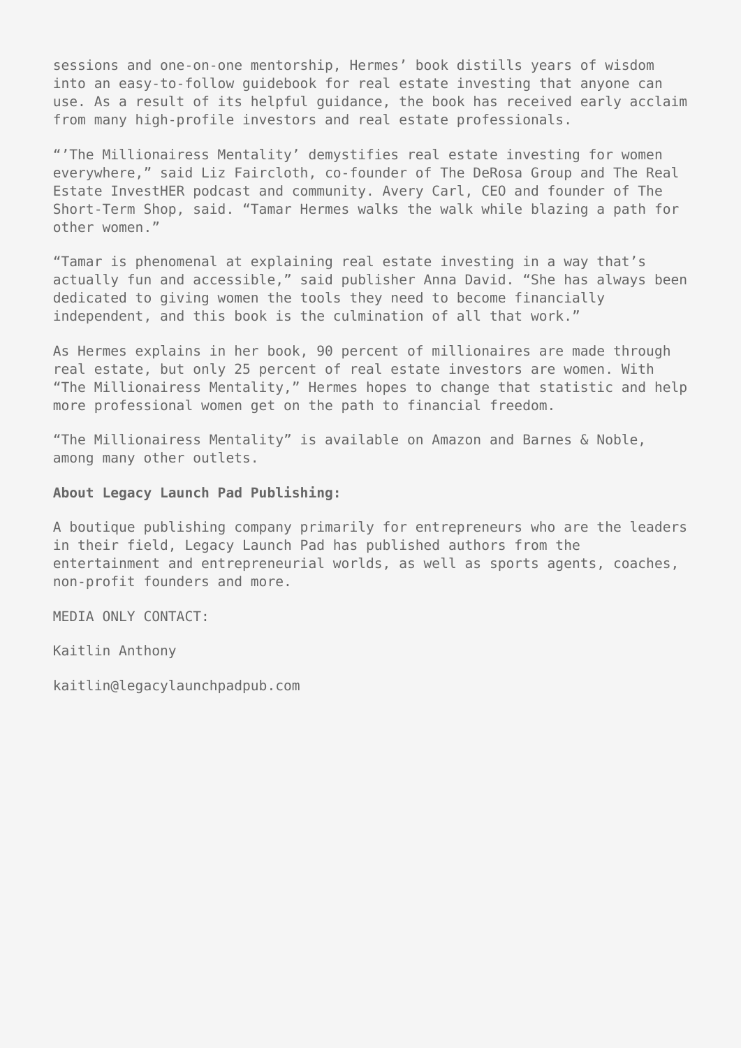sessions and one-on-one mentorship, Hermes' book distills years of wisdom into an easy-to-follow guidebook for real estate investing that anyone can use. As a result of its helpful guidance, the book has received early acclaim from many high-profile investors and real estate professionals.

"'The Millionairess Mentality' demystifies real estate investing for women everywhere," said Liz Faircloth, co-founder of The DeRosa Group and The Real Estate InvestHER podcast and community. Avery Carl, CEO and founder of The Short-Term Shop, said. "Tamar Hermes walks the walk while blazing a path for other women."

"Tamar is phenomenal at explaining real estate investing in a way that's actually fun and accessible," said publisher Anna David. "She has always been dedicated to giving women the tools they need to become financially independent, and this book is the culmination of all that work."

As Hermes explains in her book, 90 percent of millionaires are made through real estate, but only 25 percent of real estate investors are women. With "The Millionairess Mentality," Hermes hopes to change that statistic and help more professional women get on the path to financial freedom.

"The Millionairess Mentality" is available on Amazon and Barnes & Noble, among many other outlets.

**About Legacy Launch Pad Publishing:**

A boutique publishing company primarily for entrepreneurs who are the leaders in their field, Legacy Launch Pad has published authors from the entertainment and entrepreneurial worlds, as well as sports agents, coaches, non-profit founders and more.

MEDIA ONLY CONTACT:

Kaitlin Anthony

kaitlin@legacylaunchpadpub.com